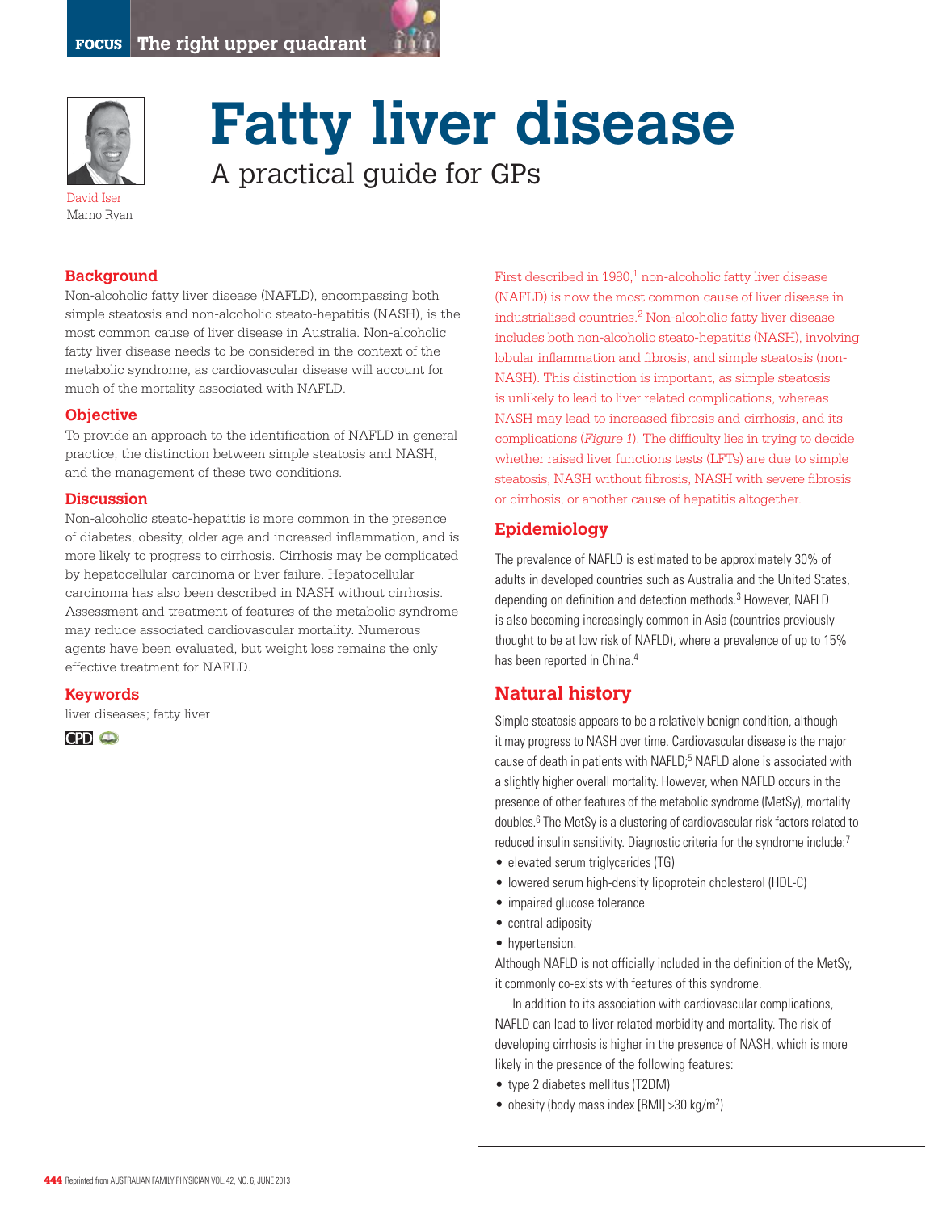# Fatty liver disease

## A practical guide for GPs

David Iser
Marno Ryan

### Background

Non-alcoholic fatty liver disease (NAFLD), encompassing both simple steatosis and non-alcoholic steato-hepatitis (NASH), is the most common cause of liver disease in Australia. Non-alcoholic fatty liver disease needs to be considered in the context of the metabolic syndrome, as cardiovascular disease will account for much of the mortality associated with NAFLD.

### Objective

To provide an approach to the identification of NAFLD in general practice, the distinction between simple steatosis and NASH, and the management of these two conditions.

### Discussion

Non-alcoholic steato-hepatitis is more common in the presence of diabetes, obesity, older age and increased inflammation, and is more likely to progress to cirrhosis. Cirrhosis may be complicated by hepatocellular carcinoma or liver failure. Hepatocellular carcinoma has also been described in NASH without cirrhosis. Assessment and treatment of features of the metabolic syndrome may reduce associated cardiovascular mortality. Numerous agents have been evaluated, but weight loss remains the only effective treatment for NAFLD.

### Keywords

liver diseases; fatty liver

First described in 1980,[1] non-alcoholic fatty liver disease (NAFLD) is now the most common cause of liver disease in industrialised countries.[2] Non-alcoholic fatty liver disease includes both non-alcoholic steato-hepatitis (NASH), involving lobular inflammation and fibrosis, and simple steatosis (non-NASH). This distinction is important, as simple steatosis is unlikely to lead to liver related complications, whereas NASH may lead to increased fibrosis and cirrhosis, and its complications (*Figure 1*). The difficulty lies in trying to decide whether raised liver functions tests (LFTs) are due to simple steatosis, NASH without fibrosis, NASH with severe fibrosis or cirrhosis, or another cause of hepatitis altogether.

## Epidemiology

The prevalence of NAFLD is estimated to be approximately 30% of adults in developed countries such as Australia and the United States, depending on definition and detection methods.[3] However, NAFLD is also becoming increasingly common in Asia (countries previously thought to be at low risk of NAFLD), where a prevalence of up to 15% has been reported in China.[4]

## Natural history

Simple steatosis appears to be a relatively benign condition, although it may progress to NASH over time. Cardiovascular disease is the major cause of death in patients with NAFLD;[5] NAFLD alone is associated with a slightly higher overall mortality. However, when NAFLD occurs in the presence of other features of the metabolic syndrome (MetSy), mortality doubles.[6] The MetSy is a clustering of cardiovascular risk factors related to reduced insulin sensitivity. Diagnostic criteria for the syndrome include:[7]

- elevated serum triglycerides (TG)
- lowered serum high-density lipoprotein cholesterol (HDL-C)
- impaired glucose tolerance
- central adiposity
- hypertension.

Although NAFLD is not officially included in the definition of the MetSy, it commonly co-exists with features of this syndrome.

In addition to its association with cardiovascular complications, NAFLD can lead to liver related morbidity and mortality. The risk of developing cirrhosis is higher in the presence of NASH, which is more likely in the presence of the following features:

- type 2 diabetes mellitus (T2DM)
- obesity (body mass index [BMI] >30 kg/m$^2$)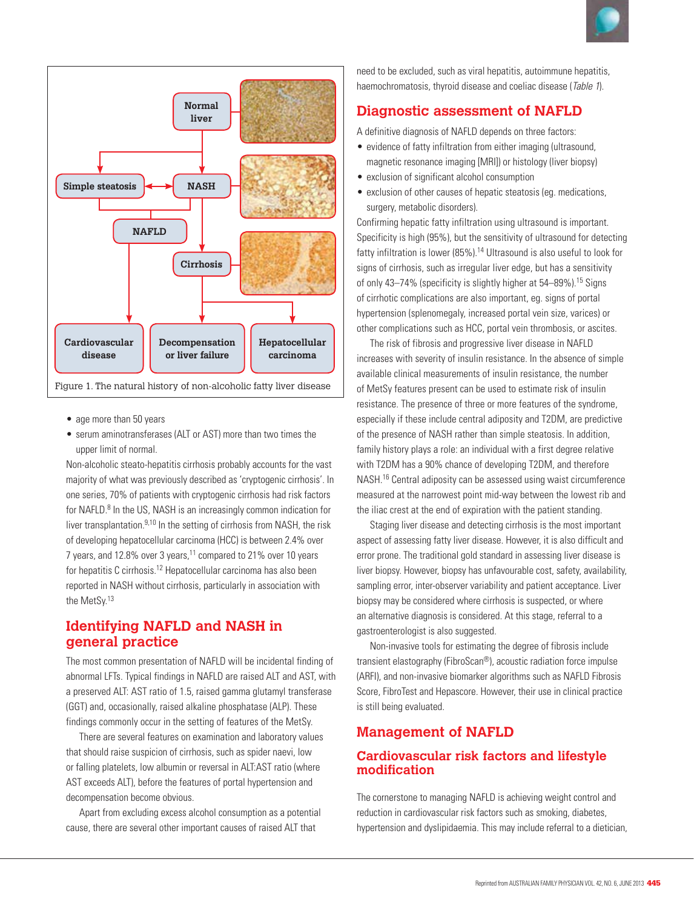Figure 1. The natural history of non-alcoholic fatty liver disease

- age more than 50 years
- serum aminotransferases (ALT or AST) more than two times the upper limit of normal.

Non-alcoholic steato-hepatitis cirrhosis probably accounts for the vast majority of what was previously described as 'cryptogenic cirrhosis'. In one series, 70% of patients with cryptogenic cirrhosis had risk factors for NAFLD.[8] In the US, NASH is an increasingly common indication for liver transplantation.[9,10] In the setting of cirrhosis from NASH, the risk of developing hepatocellular carcinoma (HCC) is between 2.4% over 7 years, and 12.8% over 3 years,[11] compared to 21% over 10 years for hepatitis C cirrhosis.[12] Hepatocellular carcinoma has also been reported in NASH without cirrhosis, particularly in association with the MetSy.[13]

## Identifying NAFLD and NASH in general practice

The most common presentation of NAFLD will be incidental finding of abnormal LFTs. Typical findings in NAFLD are raised ALT and AST, with a preserved ALT: AST ratio of 1.5, raised gamma glutamyl transferase (GGT) and, occasionally, raised alkaline phosphatase (ALP). These findings commonly occur in the setting of features of the MetSy.

There are several features on examination and laboratory values that should raise suspicion of cirrhosis, such as spider naevi, low or falling platelets, low albumin or reversal in ALT:AST ratio (where AST exceeds ALT), before the features of portal hypertension and decompensation become obvious.

Apart from excluding excess alcohol consumption as a potential cause, there are several other important causes of raised ALT that need to be excluded, such as viral hepatitis, autoimmune hepatitis, haemochromatosis, thyroid disease and coeliac disease (*Table 1*).

## Diagnostic assessment of NAFLD

A definitive diagnosis of NAFLD depends on three factors:

- evidence of fatty infiltration from either imaging (ultrasound, magnetic resonance imaging [MRI]) or histology (liver biopsy)
- exclusion of significant alcohol consumption
- exclusion of other causes of hepatic steatosis (eg. medications, surgery, metabolic disorders).

Confirming hepatic fatty infiltration using ultrasound is important. Specificity is high (95%), but the sensitivity of ultrasound for detecting fatty infiltration is lower (85%).[14] Ultrasound is also useful to look for signs of cirrhosis, such as irregular liver edge, but has a sensitivity of only 43–74% (specificity is slightly higher at 54–89%).[15] Signs of cirrhotic complications are also important, eg. signs of portal hypertension (splenomegaly, increased portal vein size, varices) or other complications such as HCC, portal vein thrombosis, or ascites.

The risk of fibrosis and progressive liver disease in NAFLD increases with severity of insulin resistance. In the absence of simple available clinical measurements of insulin resistance, the number of MetSy features present can be used to estimate risk of insulin resistance. The presence of three or more features of the syndrome, especially if these include central adiposity and T2DM, are predictive of the presence of NASH rather than simple steatosis. In addition, family history plays a role: an individual with a first degree relative with T2DM has a 90% chance of developing T2DM, and therefore NASH.[16] Central adiposity can be assessed using waist circumference measured at the narrowest point mid-way between the lowest rib and the iliac crest at the end of expiration with the patient standing.

Staging liver disease and detecting cirrhosis is the most important aspect of assessing fatty liver disease. However, it is also difficult and error prone. The traditional gold standard in assessing liver disease is liver biopsy. However, biopsy has unfavourable cost, safety, availability, sampling error, inter-observer variability and patient acceptance. Liver biopsy may be considered where cirrhosis is suspected, or where an alternative diagnosis is considered. At this stage, referral to a gastroenterologist is also suggested.

Non-invasive tools for estimating the degree of fibrosis include transient elastography (FibroScan®), acoustic radiation force impulse (ARFI), and non-invasive biomarker algorithms such as NAFLD Fibrosis Score, FibroTest and Hepascore. However, their use in clinical practice is still being evaluated.

## Management of NAFLD

### Cardiovascular risk factors and lifestyle modification

The cornerstone to managing NAFLD is achieving weight control and reduction in cardiovascular risk factors such as smoking, diabetes, hypertension and dyslipidaemia. This may include referral to a dietician,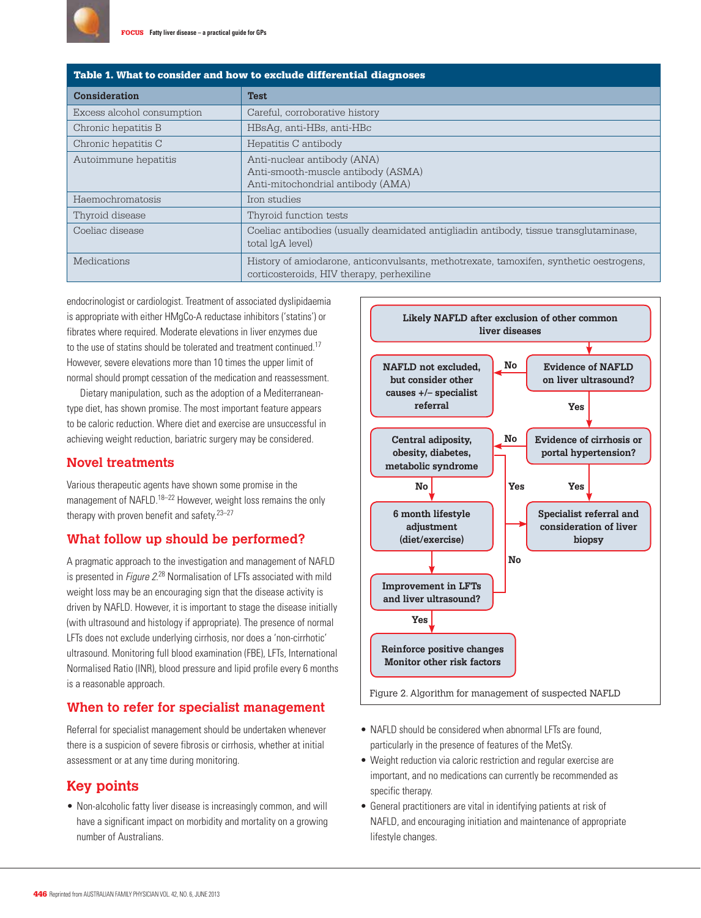**Table 1. What to consider and how to exclude differential diagnoses**

| Consideration | Test |
|---|---|
| Excess alcohol consumption | Careful, corroborative history |
| Chronic hepatitis B | HBsAg, anti-HBs, anti-HBc |
| Chronic hepatitis C | Hepatitis C antibody |
| Autoimmune hepatitis | Anti-nuclear antibody (ANA)<br>Anti-smooth-muscle antibody (ASMA)<br>Anti-mitochondrial antibody (AMA) |
| Haemochromatosis | Iron studies |
| Thyroid disease | Thyroid function tests |
| Coeliac disease | Coeliac antibodies (usually deamidated antigliadin antibody, tissue transglutaminase, total IgA level) |
| Medications | History of amiodarone, anticonvulsants, methotrexate, tamoxifen, synthetic oestrogens, corticosteroids, HIV therapy, perhexiline |

endocrinologist or cardiologist. Treatment of associated dyslipidaemia is appropriate with either HMgCo-A reductase inhibitors ('statins') or fibrates where required. Moderate elevations in liver enzymes due to the use of statins should be tolerated and treatment continued.[17] However, severe elevations more than 10 times the upper limit of normal should prompt cessation of the medication and reassessment.

Dietary manipulation, such as the adoption of a Mediterranean-type diet, has shown promise. The most important feature appears to be caloric reduction. Where diet and exercise are unsuccessful in achieving weight reduction, bariatric surgery may be considered.

## Novel treatments

Various therapeutic agents have shown some promise in the management of NAFLD.[18–22] However, weight loss remains the only therapy with proven benefit and safety.[23–27]

## What follow up should be performed?

A pragmatic approach to the investigation and management of NAFLD is presented in *Figure 2*.[28] Normalisation of LFTs associated with mild weight loss may be an encouraging sign that the disease activity is driven by NAFLD. However, it is important to stage the disease initially (with ultrasound and histology if appropriate). The presence of normal LFTs does not exclude underlying cirrhosis, nor does a 'non-cirrhotic' ultrasound. Monitoring full blood examination (FBE), LFTs, International Normalised Ratio (INR), blood pressure and lipid profile every 6 months is a reasonable approach.

- **Likely NAFLD after exclusion of other common liver diseases**
  - → **Evidence of NAFLD on liver ultrasound?**
    - No → **NAFLD not excluded, but consider other causes +/– specialist referral**
    - Yes → **Evidence of cirrhosis or portal hypertension?**
      - Yes → **Specialist referral and consideration of liver biopsy**
      - No → **Central adiposity, obesity, diabetes, metabolic syndrome**
        - Yes → **Specialist referral and consideration of liver biopsy**
        - No → **6 month lifestyle adjustment (diet/exercise)** → **Improvement in LFTs and liver ultrasound?**
          - No → **Specialist referral and consideration of liver biopsy**
          - Yes → **Reinforce positive changes. Monitor other risk factors**

Figure 2. Algorithm for management of suspected NAFLD

## When to refer for specialist management

Referral for specialist management should be undertaken whenever there is a suspicion of severe fibrosis or cirrhosis, whether at initial assessment or at any time during monitoring.

## Key points

- Non-alcoholic fatty liver disease is increasingly common, and will have a significant impact on morbidity and mortality on a growing number of Australians.
- NAFLD should be considered when abnormal LFTs are found, particularly in the presence of features of the MetSy.
- Weight reduction via caloric restriction and regular exercise are important, and no medications can currently be recommended as specific therapy.
- General practitioners are vital in identifying patients at risk of NAFLD, and encouraging initiation and maintenance of appropriate lifestyle changes.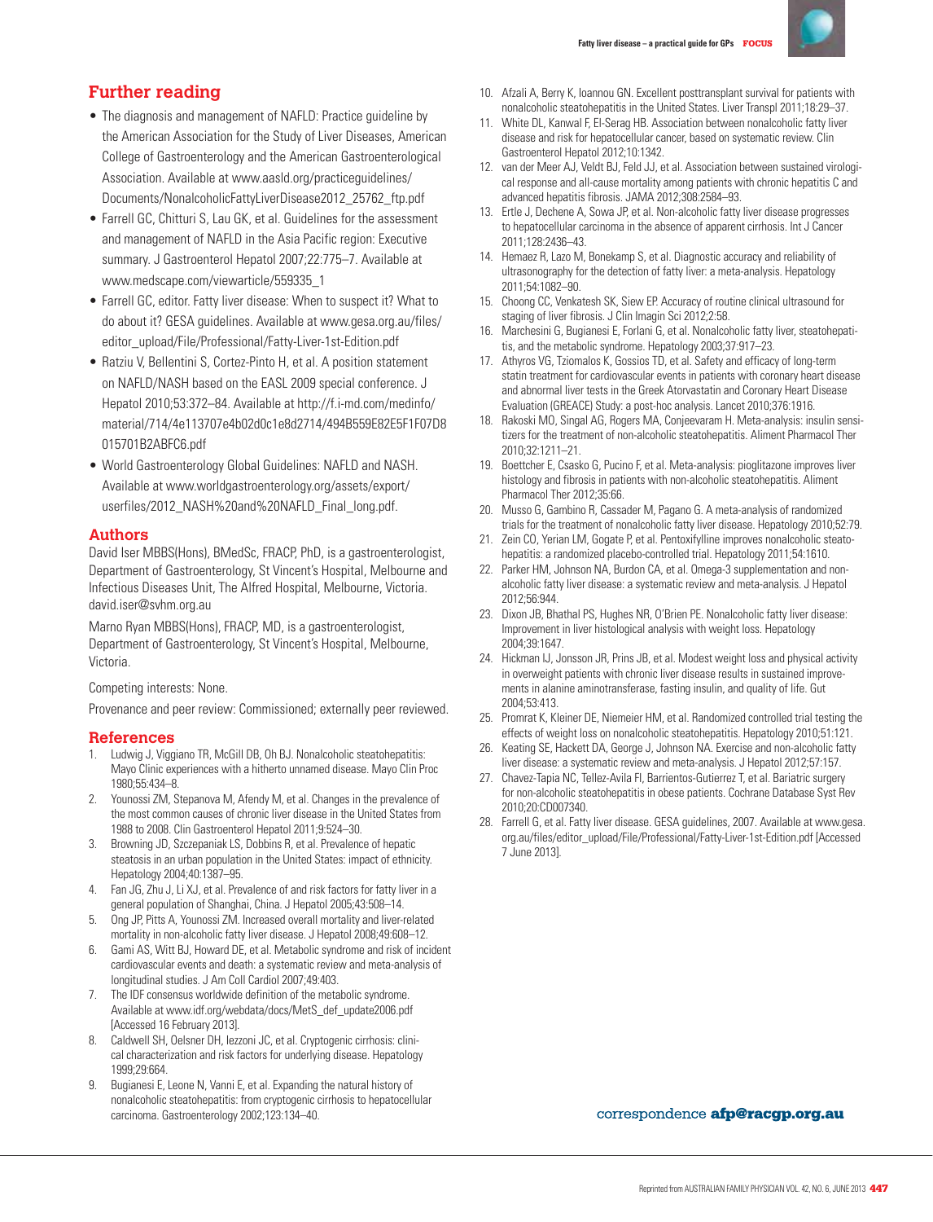## Further reading

- The diagnosis and management of NAFLD: Practice guideline by the American Association for the Study of Liver Diseases, American College of Gastroenterology and the American Gastroenterological Association. Available at www.aasld.org/practiceguidelines/Documents/NonalcoholicFattyLiverDisease2012_25762_ftp.pdf
- Farrell GC, Chitturi S, Lau GK, et al. Guidelines for the assessment and management of NAFLD in the Asia Pacific region: Executive summary. J Gastroenterol Hepatol 2007;22:775–7. Available at www.medscape.com/viewarticle/559335_1
- Farrell GC, editor. Fatty liver disease: When to suspect it? What to do about it? GESA guidelines. Available at www.gesa.org.au/files/editor_upload/File/Professional/Fatty-Liver-1st-Edition.pdf
- Ratziu V, Bellentini S, Cortez-Pinto H, et al. A position statement on NAFLD/NASH based on the EASL 2009 special conference. J Hepatol 2010;53:372–84. Available at http://f.i-md.com/medinfo/material/714/4e113707e4b02d0c1e8d2714/494B559E82E5F1F07D8015701B2ABFC6.pdf
- World Gastroenterology Global Guidelines: NAFLD and NASH. Available at www.worldgastroenterology.org/assets/export/userfiles/2012_NASH%20and%20NAFLD_Final_long.pdf.

## Authors

David Iser MBBS(Hons), BMedSc, FRACP, PhD, is a gastroenterologist, Department of Gastroenterology, St Vincent's Hospital, Melbourne and Infectious Diseases Unit, The Alfred Hospital, Melbourne, Victoria. david.iser@svhm.org.au

Marno Ryan MBBS(Hons), FRACP, MD, is a gastroenterologist, Department of Gastroenterology, St Vincent's Hospital, Melbourne, Victoria.

Competing interests: None.

Provenance and peer review: Commissioned; externally peer reviewed.

## References

1. Ludwig J, Viggiano TR, McGill DB, Oh BJ. Nonalcoholic steatohepatitis: Mayo Clinic experiences with a hitherto unnamed disease. Mayo Clin Proc 1980;55:434–8.
2. Younossi ZM, Stepanova M, Afendy M, et al. Changes in the prevalence of the most common causes of chronic liver disease in the United States from 1988 to 2008. Clin Gastroenterol Hepatol 2011;9:524–30.
3. Browning JD, Szczepaniak LS, Dobbins R, et al. Prevalence of hepatic steatosis in an urban population in the United States: impact of ethnicity. Hepatology 2004;40:1387–95.
4. Fan JG, Zhu J, Li XJ, et al. Prevalence of and risk factors for fatty liver in a general population of Shanghai, China. J Hepatol 2005;43:508–14.
5. Ong JP, Pitts A, Younossi ZM. Increased overall mortality and liver-related mortality in non-alcoholic fatty liver disease. J Hepatol 2008;49:608–12.
6. Gami AS, Witt BJ, Howard DE, et al. Metabolic syndrome and risk of incident cardiovascular events and death: a systematic review and meta-analysis of longitudinal studies. J Am Coll Cardiol 2007;49:403.
7. The IDF consensus worldwide definition of the metabolic syndrome. Available at www.idf.org/webdata/docs/MetS_def_update2006.pdf [Accessed 16 February 2013].
8. Caldwell SH, Oelsner DH, Iezzoni JC, et al. Cryptogenic cirrhosis: clinical characterization and risk factors for underlying disease. Hepatology 1999;29:664.
9. Bugianesi E, Leone N, Vanni E, et al. Expanding the natural history of nonalcoholic steatohepatitis: from cryptogenic cirrhosis to hepatocellular carcinoma. Gastroenterology 2002;123:134–40.
10. Afzali A, Berry K, Ioannou GN. Excellent posttransplant survival for patients with nonalcoholic steatohepatitis in the United States. Liver Transpl 2011;18:29–37.
11. White DL, Kanwal F, El-Serag HB. Association between nonalcoholic fatty liver disease and risk for hepatocellular cancer, based on systematic review. Clin Gastroenterol Hepatol 2012;10:1342.
12. van der Meer AJ, Veldt BJ, Feld JJ, et al. Association between sustained virological response and all-cause mortality among patients with chronic hepatitis C and advanced hepatitis fibrosis. JAMA 2012;308:2584–93.
13. Ertle J, Dechene A, Sowa JP, et al. Non-alcoholic fatty liver disease progresses to hepatocellular carcinoma in the absence of apparent cirrhosis. Int J Cancer 2011;128:2436–43.
14. Hernaez R, Lazo M, Bonekamp S, et al. Diagnostic accuracy and reliability of ultrasonography for the detection of fatty liver: a meta-analysis. Hepatology 2011;54:1082–90.
15. Choong CC, Venkatesh SK, Siew EP. Accuracy of routine clinical ultrasound for staging of liver fibrosis. J Clin Imagin Sci 2012;2:58.
16. Marchesini G, Bugianesi E, Forlani G, et al. Nonalcoholic fatty liver, steatohepatitis, and the metabolic syndrome. Hepatology 2003;37:917–23.
17. Athyros VG, Tziomalos K, Gossios TD, et al. Safety and efficacy of long-term statin treatment for cardiovascular events in patients with coronary heart disease and abnormal liver tests in the Greek Atorvastatin and Coronary Heart Disease Evaluation (GREACE) Study: a post-hoc analysis. Lancet 2010;376:1916.
18. Rakoski MO, Singal AG, Rogers MA, Conjeevaram H. Meta-analysis: insulin sensitizers for the treatment of non-alcoholic steatohepatitis. Aliment Pharmacol Ther 2010;32:1211–21.
19. Boettcher E, Csasko G, Pucino F, et al. Meta-analysis: pioglitazone improves liver histology and fibrosis in patients with non-alcoholic steatohepatitis. Aliment Pharmacol Ther 2012;35:66.
20. Musso G, Gambino R, Cassader M, Pagano G. A meta-analysis of randomized trials for the treatment of nonalcoholic fatty liver disease. Hepatology 2010;52:79.
21. Zein CO, Yerian LM, Gogate P, et al. Pentoxifylline improves nonalcoholic steatohepatitis: a randomized placebo-controlled trial. Hepatology 2011;54:1610.
22. Parker HM, Johnson NA, Burdon CA, et al. Omega-3 supplementation and non-alcoholic fatty liver disease: a systematic review and meta-analysis. J Hepatol 2012;56:944.
23. Dixon JB, Bhathal PS, Hughes NR, O'Brien PE. Nonalcoholic fatty liver disease: Improvement in liver histological analysis with weight loss. Hepatology 2004;39:1647.
24. Hickman IJ, Jonsson JR, Prins JB, et al. Modest weight loss and physical activity in overweight patients with chronic liver disease results in sustained improvements in alanine aminotransferase, fasting insulin, and quality of life. Gut 2004;53:413.
25. Promrat K, Kleiner DE, Niemeier HM, et al. Randomized controlled trial testing the effects of weight loss on nonalcoholic steatohepatitis. Hepatology 2010;51:121.
26. Keating SE, Hackett DA, George J, Johnson NA. Exercise and non-alcoholic fatty liver disease: a systematic review and meta-analysis. J Hepatol 2012;57:157.
27. Chavez-Tapia NC, Tellez-Avila FI, Barrientos-Gutierrez T, et al. Bariatric surgery for non-alcoholic steatohepatitis in obese patients. Cochrane Database Syst Rev 2010;20:CD007340.
28. Farrell G, et al. Fatty liver disease. GESA guidelines, 2007. Available at www.gesa.org.au/files/editor_upload/File/Professional/Fatty-Liver-1st-Edition.pdf [Accessed 7 June 2013].

correspondence **afp@racgp.org.au**